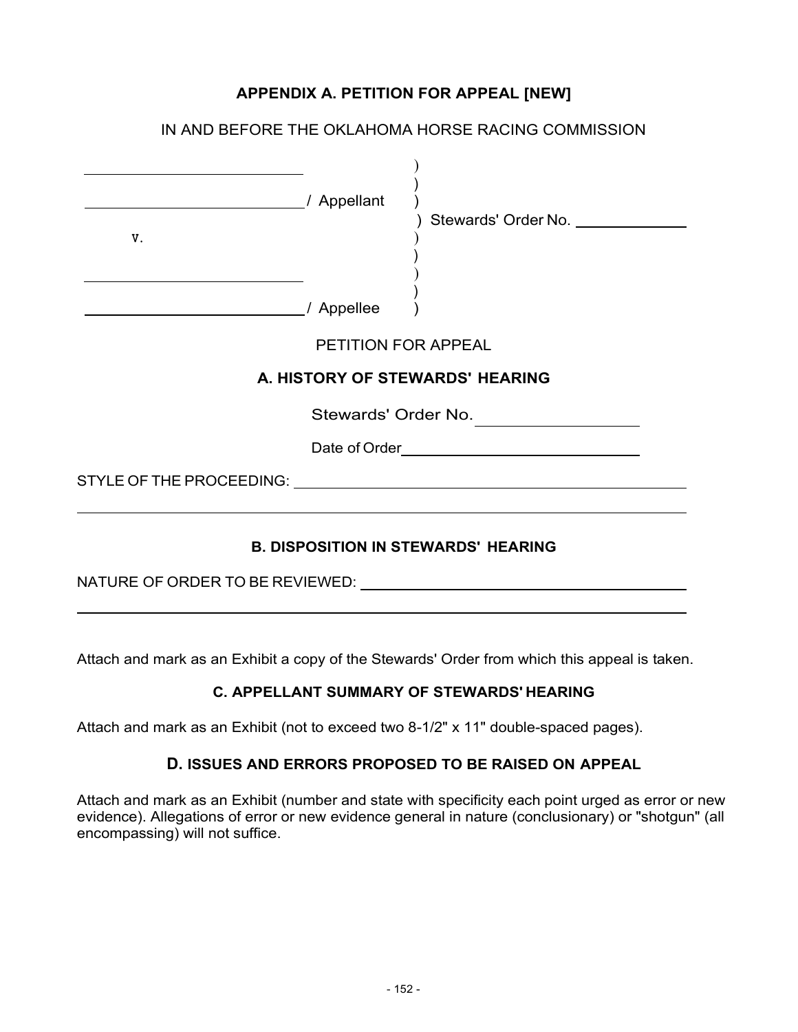## APPENDIX A. PETITION FOR APPEAL [NEW]

IN AND BEFORE THE OKLAHOMA HORSE RACING COMMISSION

| | |
|---|---|
| ______________________________ | ) |
| ______________________________/ Appellant | ) |
| | ) Stewards' Order No. ______________ |
| v. | ) |
| | ) |
| ______________________________ | ) |
| ______________________________/ Appellee | ) |

PETITION FOR APPEAL

### A. HISTORY OF STEWARDS' HEARING

Stewards' Order No. ____________________

Date of Order ______________________________

STYLE OF THE PROCEEDING: ____________________________________________________

______________________________________________________________________________

### B. DISPOSITION IN STEWARDS' HEARING

NATURE OF ORDER TO BE REVIEWED: ____________________________________________

______________________________________________________________________________

Attach and mark as an Exhibit a copy of the Stewards' Order from which this appeal is taken.

### C. APPELLANT SUMMARY OF STEWARDS' HEARING

Attach and mark as an Exhibit (not to exceed two 8-1/2" x 11" double-spaced pages).

### D. ISSUES AND ERRORS PROPOSED TO BE RAISED ON APPEAL

Attach and mark as an Exhibit (number and state with specificity each point urged as error or new evidence). Allegations of error or new evidence general in nature (conclusionary) or "shotgun" (all encompassing) will not suffice.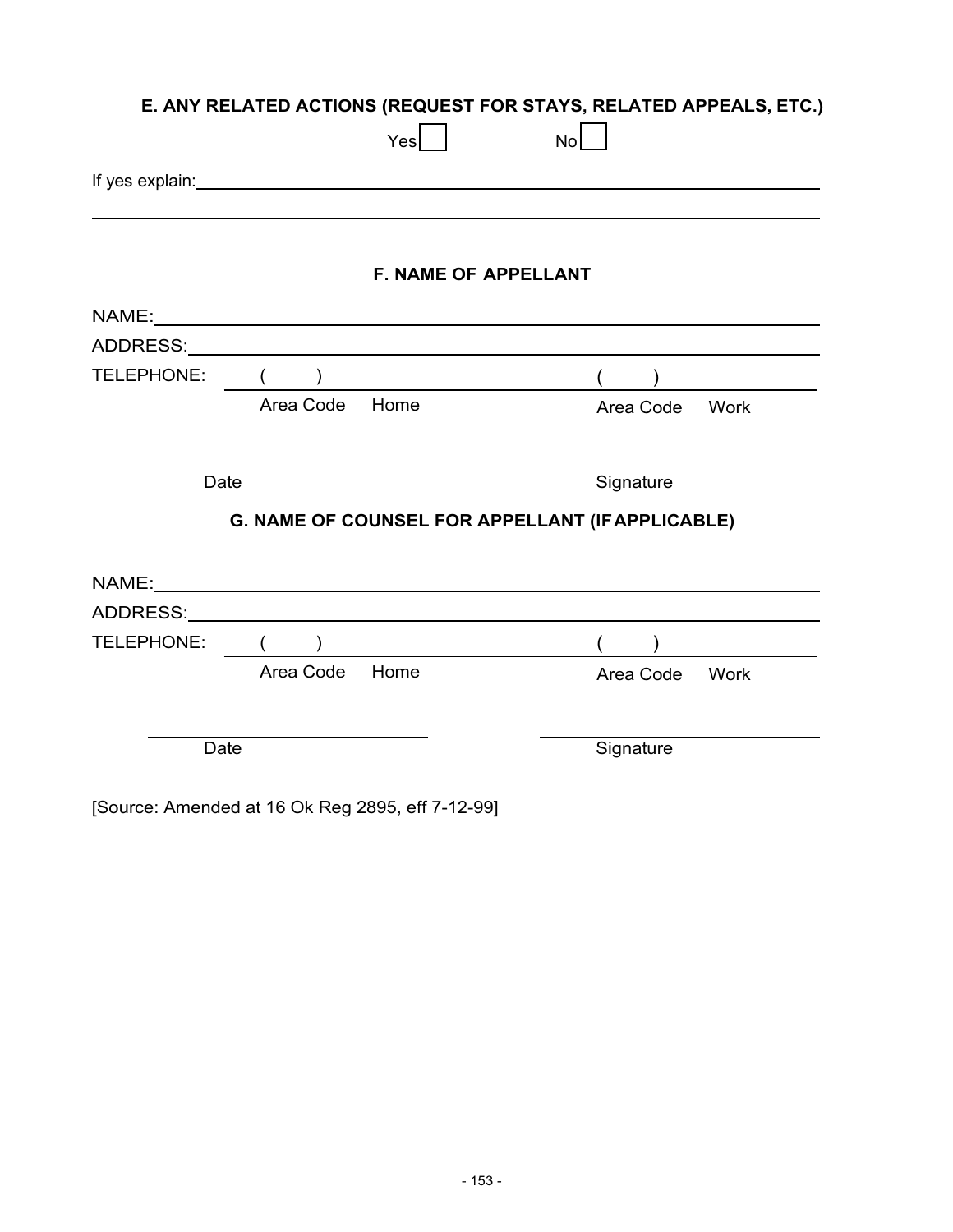### E. ANY RELATED ACTIONS (REQUEST FOR STAYS, RELATED APPEALS, ETC.)

Yes ☐ No ☐

If yes explain: ____________________________________________________________

______________________________________________________________________________

### F. NAME OF APPELLANT

NAME: _______________________________________________________________________

ADDRESS: ____________________________________________________________________

TELEPHONE: ( ) ______________________ ( ) ______________________

Area Code Home Area Code Work

______________________ ______________________

Date Signature

### G. NAME OF COUNSEL FOR APPELLANT (IF APPLICABLE)

NAME: _______________________________________________________________________

ADDRESS: ____________________________________________________________________

TELEPHONE: ( ) ______________________ ( ) ______________________

Area Code Home Area Code Work

______________________ ______________________

Date Signature

[Source: Amended at 16 Ok Reg 2895, eff 7-12-99]